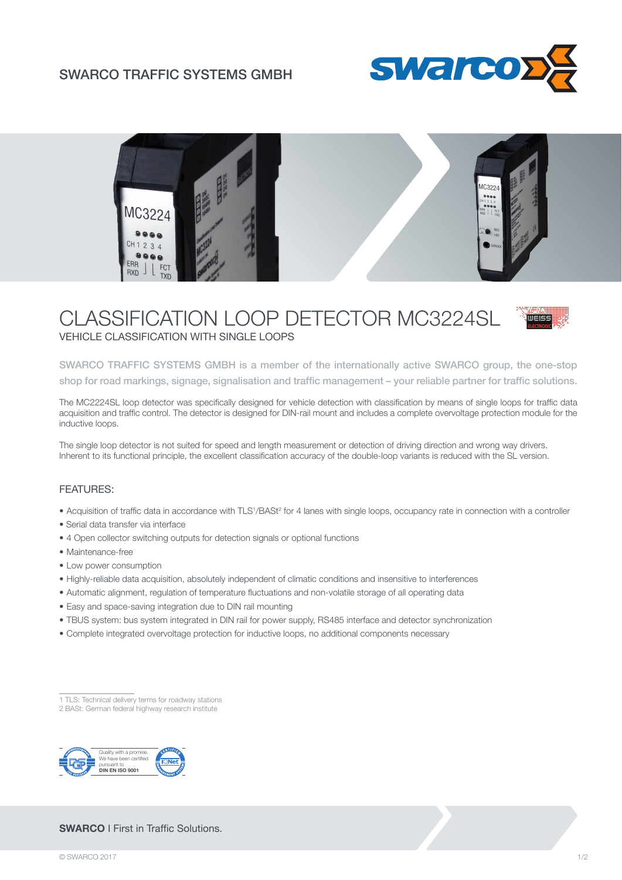SWARCO TRAFFIC SYSTEMS GMBH

# CLASSIFICATION LOOP DETECTOR MC3224SL

VEHICLE CLASSIFICATION WITH SINGLE LOOPS

SWARCO TRAFFIC SYSTEMS GMBH is a member of the internationally active SWARCO group, the one-stop shop for road markings, signage, signalisation and traffic management – your reliable partner for traffic solutions.

The MC2224SL loop detector was specifically designed for vehicle detection with classification by means of single loops for traffic data acquisition and traffic control. The detector is designed for DIN-rail mount and includes a complete overvoltage protection module for the inductive loops.

The single loop detector is not suited for speed and length measurement or detection of driving direction and wrong way drivers. Inherent to its functional principle, the excellent classification accuracy of the double-loop variants is reduced with the SL version.

## FEATURES:

- Acquisition of traffic data in accordance with TLS[1]/BASt[2] for 4 lanes with single loops, occupancy rate in connection with a controller
- Serial data transfer via interface
- 4 Open collector switching outputs for detection signals or optional functions
- Maintenance-free
- Low power consumption
- Highly-reliable data acquisition, absolutely independent of climatic conditions and insensitive to interferences
- Automatic alignment, regulation of temperature fluctuations and non-volatile storage of all operating data
- Easy and space-saving integration due to DIN rail mounting
- TBUS system: bus system integrated in DIN rail for power supply, RS485 interface and detector synchronization
- Complete integrated overvoltage protection for inductive loops, no additional components necessary

1 TLS: Technical delivery terms for roadway stations
2 BASt: German federal highway research institute

Quality with a promise. We have been certified pursuant to **DIN EN ISO 9001**

**SWARCO** I First in Traffic Solutions.

© SWARCO 2017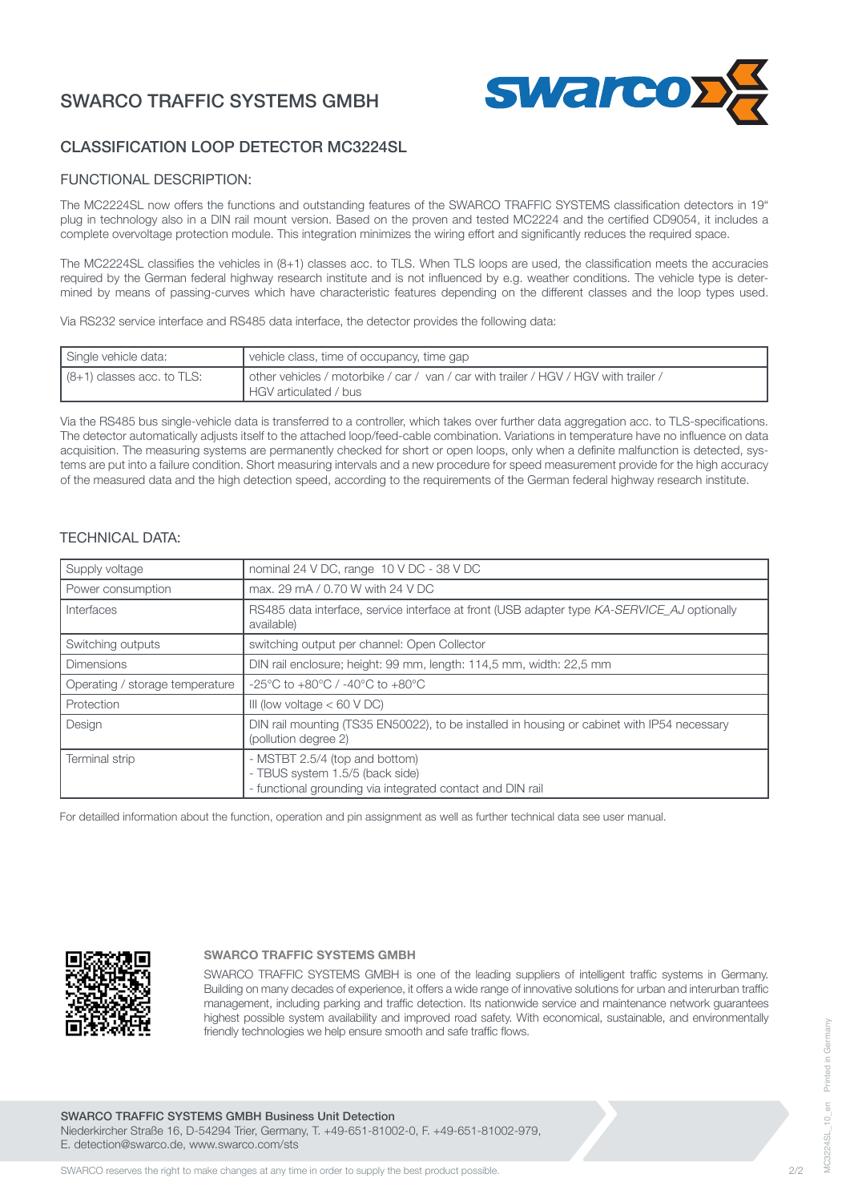# SWARCO TRAFFIC SYSTEMS GMBH

## CLASSIFICATION LOOP DETECTOR MC3224SL

### FUNCTIONAL DESCRIPTION:

The MC2224SL now offers the functions and outstanding features of the SWARCO TRAFFIC SYSTEMS classification detectors in 19" plug in technology also in a DIN rail mount version. Based on the proven and tested MC2224 and the certified CD9054, it includes a complete overvoltage protection module. This integration minimizes the wiring effort and significantly reduces the required space.

The MC2224SL classifies the vehicles in (8+1) classes acc. to TLS. When TLS loops are used, the classification meets the accuracies required by the German federal highway research institute and is not influenced by e.g. weather conditions. The vehicle type is determined by means of passing-curves which have characteristic features depending on the different classes and the loop types used.

Via RS232 service interface and RS485 data interface, the detector provides the following data:

| | |
|---|---|
| Single vehicle data: | vehicle class, time of occupancy, time gap |
| (8+1) classes acc. to TLS: | other vehicles / motorbike / car / van / car with trailer / HGV / HGV with trailer / HGV articulated / bus |

Via the RS485 bus single-vehicle data is transferred to a controller, which takes over further data aggregation acc. to TLS-specifications. The detector automatically adjusts itself to the attached loop/feed-cable combination. Variations in temperature have no influence on data acquisition. The measuring systems are permanently checked for short or open loops, only when a definite malfunction is detected, systems are put into a failure condition. Short measuring intervals and a new procedure for speed measurement provide for the high accuracy of the measured data and the high detection speed, according to the requirements of the German federal highway research institute.

### TECHNICAL DATA:

| | |
|---|---|
| Supply voltage | nominal 24 V DC, range 10 V DC - 38 V DC |
| Power consumption | max. 29 mA / 0.70 W with 24 V DC |
| Interfaces | RS485 data interface, service interface at front (USB adapter type *KA-SERVICE_AJ* optionally available) |
| Switching outputs | switching output per channel: Open Collector |
| Dimensions | DIN rail enclosure; height: 99 mm, length: 114,5 mm, width: 22,5 mm |
| Operating / storage temperature | -25°C to +80°C / -40°C to +80°C |
| Protection | III (low voltage < 60 V DC) |
| Design | DIN rail mounting (TS35 EN50022), to be installed in housing or cabinet with IP54 necessary (pollution degree 2) |
| Terminal strip | - MSTBT 2.5/4 (top and bottom)<br>- TBUS system 1.5/5 (back side)<br>- functional grounding via integrated contact and DIN rail |

For detailled information about the function, operation and pin assignment as well as further technical data see user manual.

**SWARCO TRAFFIC SYSTEMS GMBH**

SWARCO TRAFFIC SYSTEMS GMBH is one of the leading suppliers of intelligent traffic systems in Germany. Building on many decades of experience, it offers a wide range of innovative solutions for urban and interurban traffic management, including parking and traffic detection. Its nationwide service and maintenance network guarantees highest possible system availability and improved road safety. With economical, sustainable, and environmentally friendly technologies we help ensure smooth and safe traffic flows.

**SWARCO TRAFFIC SYSTEMS GMBH Business Unit Detection**
Niederkircher Straße 16, D-54294 Trier, Germany, T. +49-651-81002-0, F. +49-651-81002-979,
E. detection@swarco.de, www.swarco.com/sts

SWARCO reserves the right to make changes at any time in order to supply the best product possible.

MC3224SL_10_en Printed in Germany